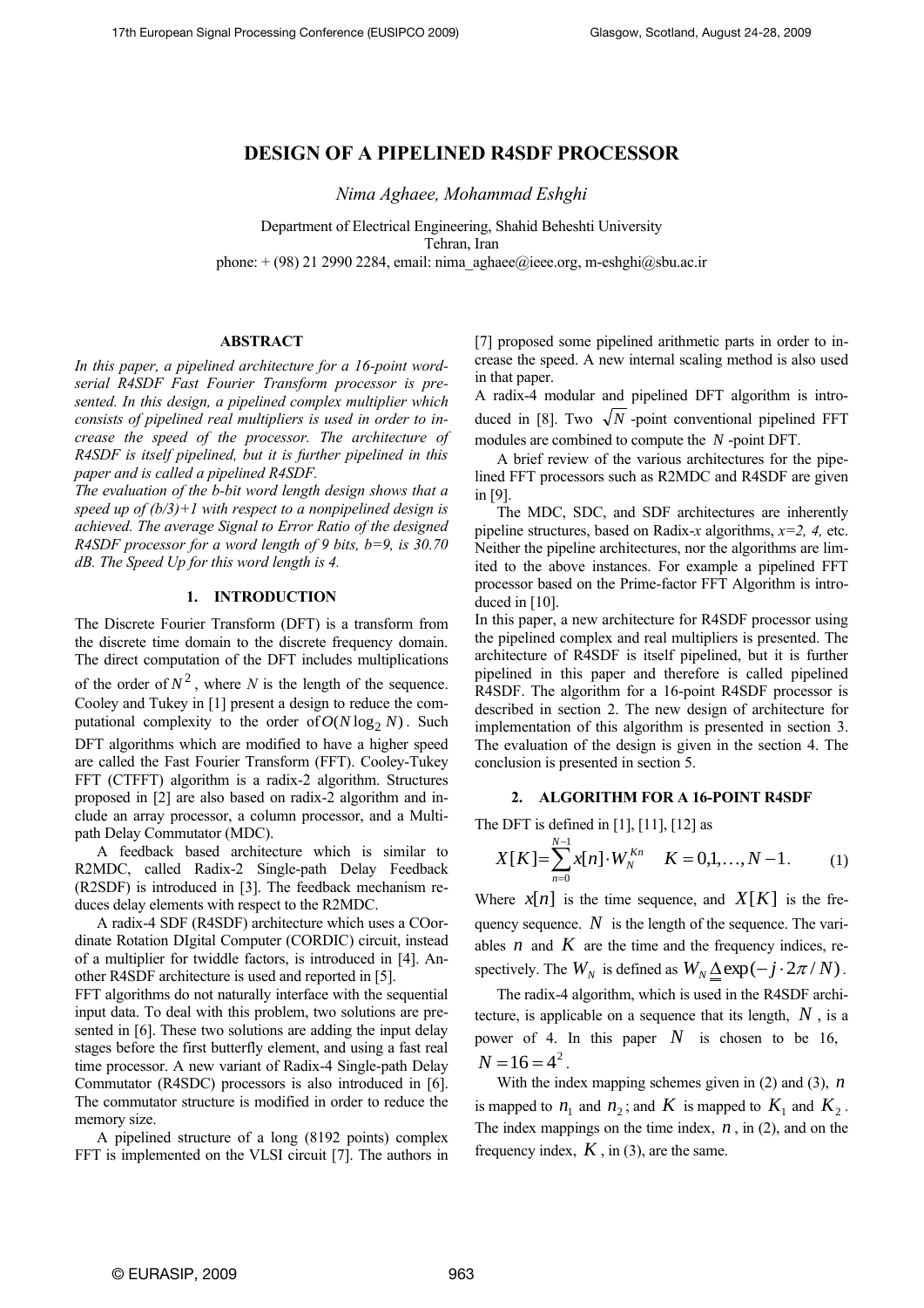# DESIGN OF A PIPELINED R4SDF PROCESSOR

*Nima Aghaee, Mohammad Eshghi*

Department of Electrical Engineering, Shahid Beheshti University
Tehran, Iran
phone: + (98) 21 2990 2284, email: nima_aghaee@ieee.org, m-eshghi@sbu.ac.ir

## ABSTRACT

*In this paper, a pipelined architecture for a 16-point word-serial R4SDF Fast Fourier Transform processor is presented. In this design, a pipelined complex multiplier which consists of pipelined real multipliers is used in order to increase the speed of the processor. The architecture of R4SDF is itself pipelined, but it is further pipelined in this paper and is called a pipelined R4SDF.*

*The evaluation of the b-bit word length design shows that a speed up of (b/3)+1 with respect to a nonpipelined design is achieved. The average Signal to Error Ratio of the designed R4SDF processor for a word length of 9 bits, b=9, is 30.70 dB. The Speed Up for this word length is 4.*

## 1. INTRODUCTION

The Discrete Fourier Transform (DFT) is a transform from the discrete time domain to the discrete frequency domain. The direct computation of the DFT includes multiplications of the order of $N^2$, where *N* is the length of the sequence. Cooley and Tukey in [1] present a design to reduce the computational complexity to the order of $O(N \log_2 N)$. Such DFT algorithms which are modified to have a higher speed are called the Fast Fourier Transform (FFT). Cooley-Tukey FFT (CTFFT) algorithm is a radix-2 algorithm. Structures proposed in [2] are also based on radix-2 algorithm and include an array processor, a column processor, and a Multi-path Delay Commutator (MDC).

A feedback based architecture which is similar to R2MDC, called Radix-2 Single-path Delay Feedback (R2SDF) is introduced in [3]. The feedback mechanism reduces delay elements with respect to the R2MDC.

A radix-4 SDF (R4SDF) architecture which uses a COordinate Rotation DIgital Computer (CORDIC) circuit, instead of a multiplier for twiddle factors, is introduced in [4]. Another R4SDF architecture is used and reported in [5].

FFT algorithms do not naturally interface with the sequential input data. To deal with this problem, two solutions are presented in [6]. These two solutions are adding the input delay stages before the first butterfly element, and using a fast real time processor. A new variant of Radix-4 Single-path Delay Commutator (R4SDC) processors is also introduced in [6]. The commutator structure is modified in order to reduce the memory size.

A pipelined structure of a long (8192 points) complex FFT is implemented on the VLSI circuit [7]. The authors in [7] proposed some pipelined arithmetic parts in order to increase the speed. A new internal scaling method is also used in that paper.

A radix-4 modular and pipelined DFT algorithm is introduced in [8]. Two $\sqrt{N}$ -point conventional pipelined FFT modules are combined to compute the $N$ -point DFT.

A brief review of the various architectures for the pipelined FFT processors such as R2MDC and R4SDF are given in [9].

The MDC, SDC, and SDF architectures are inherently pipeline structures, based on Radix-*x* algorithms, *x=2, 4,* etc. Neither the pipeline architectures, nor the algorithms are limited to the above instances. For example a pipelined FFT processor based on the Prime-factor FFT Algorithm is introduced in [10].

In this paper, a new architecture for R4SDF processor using the pipelined complex and real multipliers is presented. The architecture of R4SDF is itself pipelined, but it is further pipelined in this paper and therefore is called pipelined R4SDF. The algorithm for a 16-point R4SDF processor is described in section 2. The new design of architecture for implementation of this algorithm is presented in section 3. The evaluation of the design is given in the section 4. The conclusion is presented in section 5.

## 2. ALGORITHM FOR A 16-POINT R4SDF

The DFT is defined in [1], [11], [12] as

$$X[K] = \sum_{n=0}^{N-1} x[n] \cdot W_N^{Kn} \quad K = 0,1,\ldots,N-1. \tag{1}$$

Where $x[n]$ is the time sequence, and $X[K]$ is the frequency sequence. $N$ is the length of the sequence. The variables $n$ and $K$ are the time and the frequency indices, respectively. The $W_N$ is defined as $W_N \underline{\underline{\Delta}} \exp(-j \cdot 2\pi / N)$.

The radix-4 algorithm, which is used in the R4SDF architecture, is applicable on a sequence that its length, $N$, is a power of 4. In this paper $N$ is chosen to be 16, $N = 16 = 4^2$.

With the index mapping schemes given in (2) and (3), $n$ is mapped to $n_1$ and $n_2$; and $K$ is mapped to $K_1$ and $K_2$. The index mappings on the time index, $n$, in (2), and on the frequency index, $K$, in (3), are the same.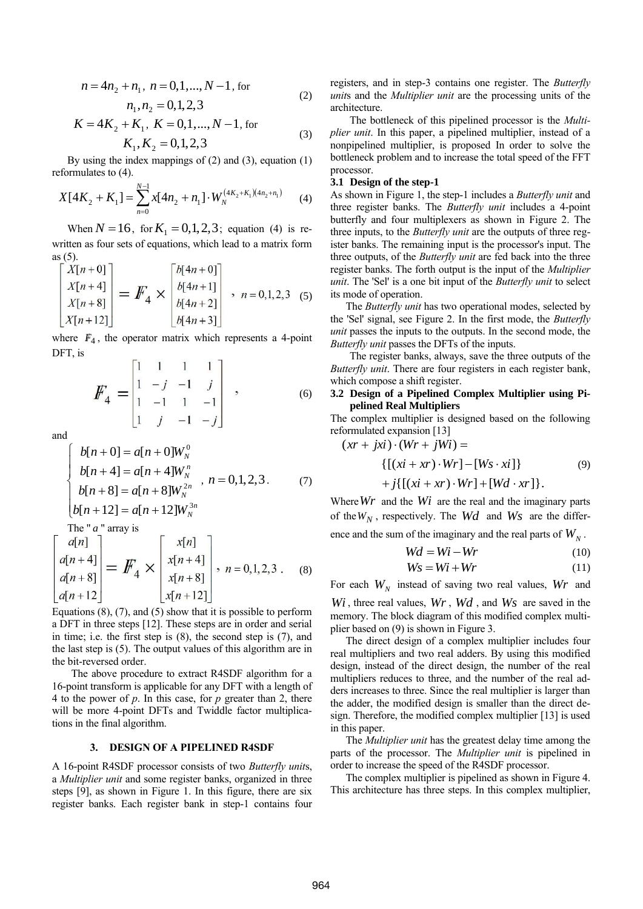$$n = 4n_2 + n_1,\ n = 0,1,...,N-1, \text{ for } n_1, n_2 = 0,1,2,3 \tag{2}$$

$$K = 4K_2 + K_1,\ K = 0,1,...,N-1, \text{ for } K_1, K_2 = 0,1,2,3 \tag{3}$$

By using the index mappings of (2) and (3), equation (1) reformulates to (4).

$$X[4K_2 + K_1] = \sum_{n=0}^{N-1} x[4n_2 + n_1] \cdot W_N^{(4K_2+K_1)(4n_2+n_1)} \tag{4}$$

When $N = 16$, for $K_1 = 0,1,2,3$; equation (4) is re-written as four sets of equations, which lead to a matrix form as (5).

$$\begin{bmatrix} X[n+0] \\ X[n+4] \\ X[n+8] \\ X[n+12] \end{bmatrix} = \mathbb{F}_4 \times \begin{bmatrix} b[4n+0] \\ b[4n+1] \\ b[4n+2] \\ b[4n+3] \end{bmatrix},\ n = 0,1,2,3 \tag{5}$$

where $\mathbb{F}_4$, the operator matrix which represents a 4-point DFT, is

$$\mathbb{F}_4 = \begin{bmatrix} 1 & 1 & 1 & 1 \\ 1 & -j & -1 & j \\ 1 & -1 & 1 & -1 \\ 1 & j & -1 & -j \end{bmatrix}, \tag{6}$$

and

$$\begin{cases} b[n+0] = a[n+0]W_N^0 \\ b[n+4] = a[n+4]W_N^n \\ b[n+8] = a[n+8]W_N^{2n} \\ b[n+12] = a[n+12]W_N^{3n} \end{cases},\ n = 0,1,2,3. \tag{7}$$

The "$a$" array is

$$\begin{bmatrix} a[n] \\ a[n+4] \\ a[n+8] \\ a[n+12] \end{bmatrix} = \mathbb{F}_4 \times \begin{bmatrix} x[n] \\ x[n+4] \\ x[n+8] \\ x[n+12] \end{bmatrix},\ n = 0,1,2,3. \tag{8}$$

Equations (8), (7), and (5) show that it is possible to perform a DFT in three steps [12]. These steps are in order and serial in time; i.e. the first step is (8), the second step is (7), and the last step is (5). The output values of this algorithm are in the bit-reversed order.

The above procedure to extract R4SDF algorithm for a 16-point transform is applicable for any DFT with a length of 4 to the power of $p$. In this case, for $p$ greater than 2, there will be more 4-point DFTs and Twiddle factor multiplications in the final algorithm.

## 3. DESIGN OF A PIPELINED R4SDF

A 16-point R4SDF processor consists of two *Butterfly units*, a *Multiplier unit* and some register banks, organized in three steps [9], as shown in Figure 1. In this figure, there are six register banks. Each register bank in step-1 contains four registers, and in step-3 contains one register. The *Butterfly units* and the *Multiplier unit* are the processing units of the architecture.

The bottleneck of this pipelined processor is the *Multiplier unit*. In this paper, a pipelined multiplier, instead of a nonpipelined multiplier, is proposed In order to solve the bottleneck problem and to increase the total speed of the FFT processor.

### 3.1 Design of the step-1

As shown in Figure 1, the step-1 includes a *Butterfly unit* and three register banks. The *Butterfly unit* includes a 4-point butterfly and four multiplexers as shown in Figure 2. The three inputs, to the *Butterfly unit* are the outputs of three register banks. The remaining input is the processor's input. The three outputs, of the *Butterfly unit* are fed back into the three register banks. The forth output is the input of the *Multiplier unit*. The 'Sel' is a one bit input of the *Butterfly unit* to select its mode of operation.

The *Butterfly unit* has two operational modes, selected by the 'Sel' signal, see Figure 2. In the first mode, the *Butterfly unit* passes the inputs to the outputs. In the second mode, the *Butterfly unit* passes the DFTs of the inputs.

The register banks, always, save the three outputs of the *Butterfly unit*. There are four registers in each register bank, which compose a shift register.

### 3.2 Design of a Pipelined Complex Multiplier using Pipelined Real Multipliers

The complex multiplier is designed based on the following reformulated expansion [13]

$$\begin{aligned} (xr + jxi) \cdot (Wr + jWi) = \\ \{[(xi + xr) \cdot Wr] - [Ws \cdot xi]\} \\ + j\{[(xi + xr) \cdot Wr] + [Wd \cdot xr]\}. \end{aligned} \tag{9}$$

Where $Wr$ and the $Wi$ are the real and the imaginary parts of the $W_N$, respectively. The $Wd$ and $Ws$ are the difference and the sum of the imaginary and the real parts of $W_N$.

$$Wd = Wi - Wr \tag{10}$$

$$Ws = Wi + Wr \tag{11}$$

For each $W_N$ instead of saving two real values, $Wr$ and $Wi$, three real values, $Wr$, $Wd$, and $Ws$ are saved in the memory. The block diagram of this modified complex multiplier based on (9) is shown in Figure 3.

The direct design of a complex multiplier includes four real multipliers and two real adders. By using this modified design, instead of the direct design, the number of the real multipliers reduces to three, and the number of the real adders increases to three. Since the real multiplier is larger than the adder, the modified design is smaller than the direct design. Therefore, the modified complex multiplier [13] is used in this paper.

The *Multiplier unit* has the greatest delay time among the parts of the processor. The *Multiplier unit* is pipelined in order to increase the speed of the R4SDF processor.

The complex multiplier is pipelined as shown in Figure 4. This architecture has three steps. In this complex multiplier,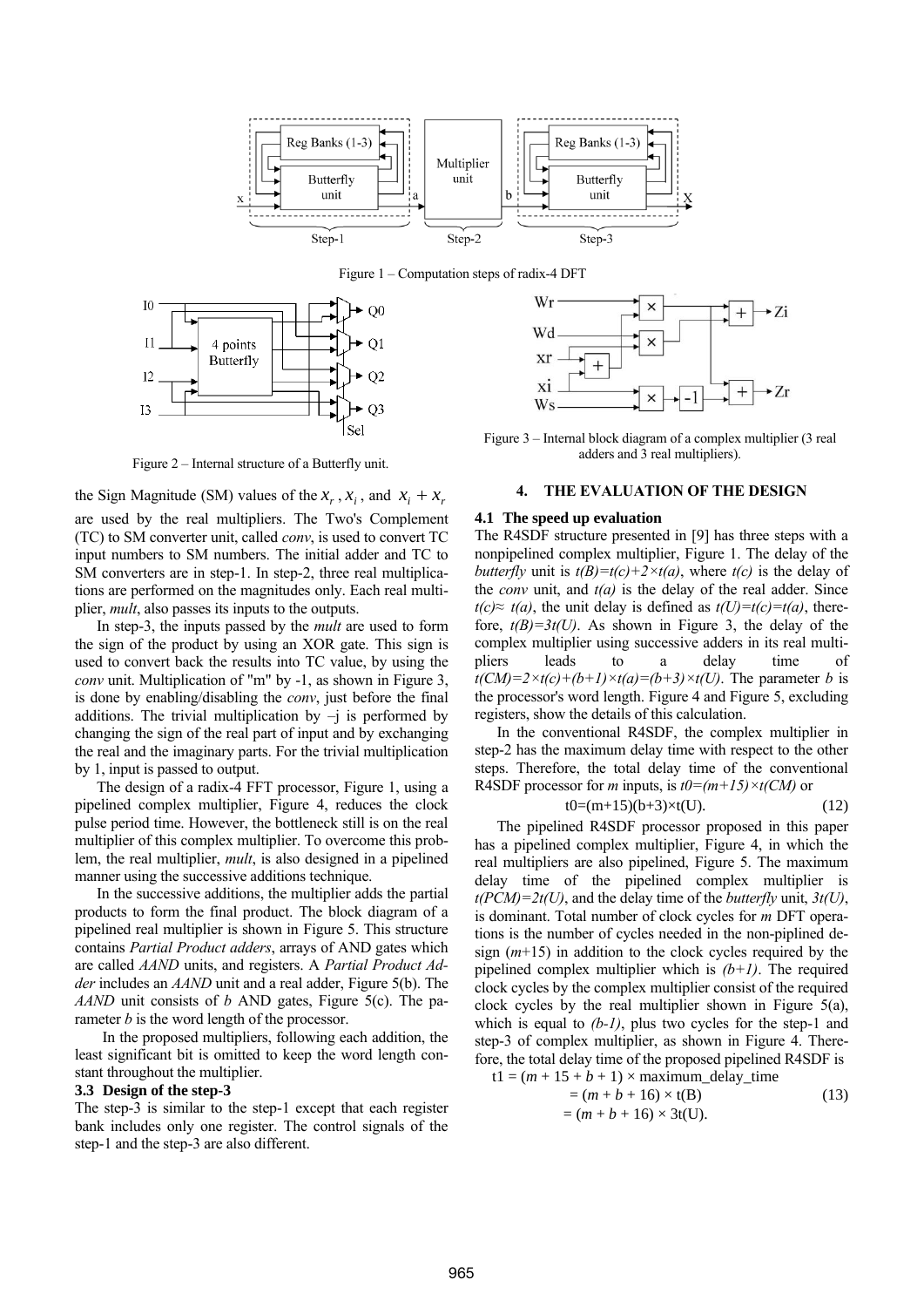Figure 1 – Computation steps of radix-4 DFT

Figure 2 – Internal structure of a Butterfly unit.

Figure 3 – Internal block diagram of a complex multiplier (3 real adders and 3 real multipliers).

the Sign Magnitude (SM) values of the $x_r$, $x_i$, and $x_i + x_r$ are used by the real multipliers. The Two's Complement (TC) to SM converter unit, called *conv*, is used to convert TC input numbers to SM numbers. The initial adder and TC to SM converters are in step-1. In step-2, three real multiplications are performed on the magnitudes only. Each real multiplier, *mult*, also passes its inputs to the outputs.

In step-3, the inputs passed by the *mult* are used to form the sign of the product by using an XOR gate. This sign is used to convert back the results into TC value, by using the *conv* unit. Multiplication of "m" by -1, as shown in Figure 3, is done by enabling/disabling the *conv*, just before the final additions. The trivial multiplication by –j is performed by changing the sign of the real part of input and by exchanging the real and the imaginary parts. For the trivial multiplication by 1, input is passed to output.

The design of a radix-4 FFT processor, Figure 1, using a pipelined complex multiplier, Figure 4, reduces the clock pulse period time. However, the bottleneck still is on the real multiplier of this complex multiplier. To overcome this problem, the real multiplier, *mult*, is also designed in a pipelined manner using the successive additions technique.

In the successive additions, the multiplier adds the partial products to form the final product. The block diagram of a pipelined real multiplier is shown in Figure 5. This structure contains *Partial Product adders*, arrays of AND gates which are called *AAND* units, and registers. A *Partial Product Adder* includes an *AAND* unit and a real adder, Figure 5(b). The *AAND* unit consists of *b* AND gates, Figure 5(c). The parameter *b* is the word length of the processor.

In the proposed multipliers, following each addition, the least significant bit is omitted to keep the word length constant throughout the multiplier.

### 3.3 Design of the step-3

The step-3 is similar to the step-1 except that each register bank includes only one register. The control signals of the step-1 and the step-3 are also different.

## 4. THE EVALUATION OF THE DESIGN

### 4.1 The speed up evaluation

The R4SDF structure presented in [9] has three steps with a nonpipelined complex multiplier, Figure 1. The delay of the *butterfly* unit is $t(B)=t(c)+2\times t(a)$, where $t(c)$ is the delay of the *conv* unit, and $t(a)$ is the delay of the real adder. Since $t(c)\approx t(a)$, the unit delay is defined as $t(U)=t(c)=t(a)$, therefore, $t(B)=3t(U)$. As shown in Figure 3, the delay of the complex multiplier using successive adders in its real multipliers leads to a delay time of $t(CM)=2\times t(c)+(b+1)\times t(a)=(b+3)\times t(U)$. The parameter *b* is the processor's word length. Figure 4 and Figure 5, excluding registers, show the details of this calculation.

In the conventional R4SDF, the complex multiplier in step-2 has the maximum delay time with respect to the other steps. Therefore, the total delay time of the conventional R4SDF processor for *m* inputs, is $t0=(m+15)\times t(CM)$ or

$$t0=(m+15)(b+3)\times t(U). \quad (12)$$

The pipelined R4SDF processor proposed in this paper has a pipelined complex multiplier, Figure 4, in which the real multipliers are also pipelined, Figure 5. The maximum delay time of the pipelined complex multiplier is $t(PCM)=2t(U)$, and the delay time of the *butterfly* unit, $3t(U)$, is dominant. Total number of clock cycles for *m* DFT operations is the number of cycles needed in the non-piplined design ($m$+15) in addition to the clock cycles required by the pipelined complex multiplier which is $(b+1)$. The required clock cycles by the complex multiplier consist of the required clock cycles by the real multiplier shown in Figure 5(a), which is equal to $(b-1)$, plus two cycles for the step-1 and step-3 of complex multiplier, as shown in Figure 4. Therefore, the total delay time of the proposed pipelined R4SDF is

$$\begin{aligned} t1 &= (m + 15 + b + 1) \times \text{maximum\_delay\_time} \\ &= (m + b + 16) \times t(B) \quad (13) \\ &= (m + b + 16) \times 3t(U). \end{aligned}$$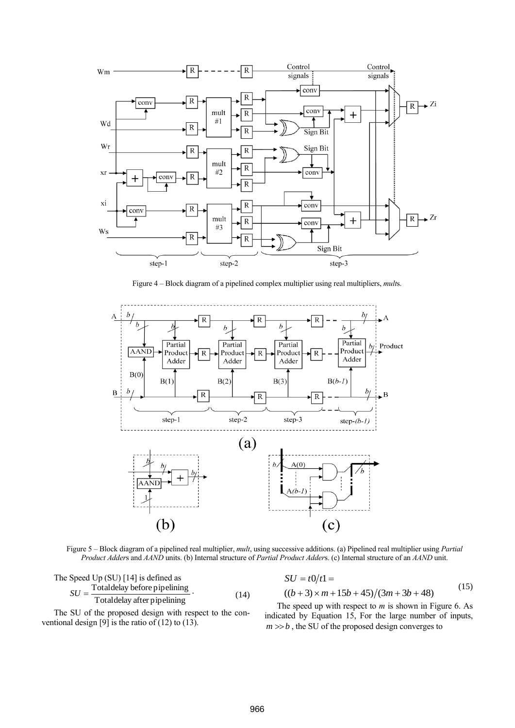Figure 4 – Block diagram of a pipelined complex multiplier using real multipliers, *mult*s.

Figure 5 – Block diagram of a pipelined real multiplier, *mult*, using successive additions. (a) Pipelined real multiplier using *Partial Product Adder*s and *AAND* units. (b) Internal structure of *Partial Product Adder*s. (c) Internal structure of an *AAND* unit.

The Speed Up (SU) [14] is defined as

$$SU = \frac{\text{Total delay before pipelining}}{\text{Total delay after pipelining}}. \quad (14)$$

The SU of the proposed design with respect to the conventional design [9] is the ratio of (12) to (13).

$$SU = t0/t1 = \\ ((b+3)\times m + 15b + 45)/(3m + 3b + 48) \quad (15)$$

The speed up with respect to $m$ is shown in Figure 6. As indicated by Equation 15, For the large number of inputs, $m \gg b$, the SU of the proposed design converges to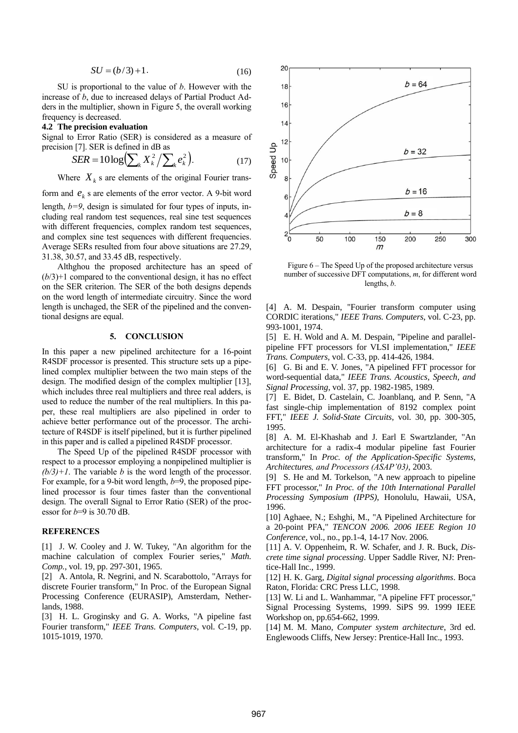$$SU = (b/3) + 1. \tag{16}$$

SU is proportional to the value of *b*. However with the increase of *b*, due to increased delays of Partial Product Adders in the multiplier, shown in Figure 5, the overall working frequency is decreased.

### 4.2 The precision evaluation

Signal to Error Ratio (SER) is considered as a measure of precision [7]. SER is defined in dB as

$$SER = 10\log\left(\sum_k X_k^2 \Big/ \sum_k e_k^2\right). \tag{17}$$

Where $X_k$ s are elements of the original Fourier transform and $e_k$ s are elements of the error vector. A 9-bit word length, *b=9*, design is simulated for four types of inputs, including real random test sequences, real sine test sequences with different frequencies, complex random test sequences, and complex sine test sequences with different frequencies. Average SERs resulted from four above situations are 27.29, 31.38, 30.57, and 33.45 dB, respectively.

Althghou the proposed architecture has an speed of $(b/3)+1$ compared to the conventional design, it has no effect on the SER criterion. The SER of the both designs depends on the word length of intermediate circuitry. Since the word length is unchaged, the SER of the pipelined and the conventional designs are equal.

20
18
16
14
12
10
8
6
4
2
Speed Up
0 50 100 150 200 250 300
*m*
*b* = 64
*b* = 32
*b* = 16
*b* = 8

Figure 6 – The Speed Up of the proposed architecture versus number of successive DFT computations, *m*, for different word lengths, *b*.

## 5. CONCLUSION

In this paper a new pipelined architecture for a 16-point R4SDF processor is presented. This structure sets up a pipelined complex multiplier between the two main steps of the design. The modified design of the complex multiplier [13], which includes three real multipliers and three real adders, is used to reduce the number of the real multipliers. In this paper, these real multipliers are also pipelined in order to achieve better performance out of the processor. The architecture of R4SDF is itself pipelined, but it is further pipelined in this paper and is called a pipelined R4SDF processor.

The Speed Up of the pipelined R4SDF processor with respect to a processor employing a nonpipelined multiplier is $(b/3)+1$. The variable *b* is the word length of the processor. For example, for a 9-bit word length, *b*=9, the proposed pipelined processor is four times faster than the conventional design. The overall Signal to Error Ratio (SER) of the processor for *b*=9 is 30.70 dB.

## REFERENCES

[1] J. W. Cooley and J. W. Tukey, "An algorithm for the machine calculation of complex Fourier series," *Math. Comp.*, vol. 19, pp. 297-301, 1965.

[2] A. Antola, R. Negrini, and N. Scarabottolo, "Arrays for discrete Fourier transform," In Proc. of the European Signal Processing Conference (EURASIP), Amsterdam, Netherlands, 1988.

[3] H. L. Groginsky and G. A. Works, "A pipeline fast Fourier transform," *IEEE Trans. Computers*, vol. C-19, pp. 1015-1019, 1970.

[4] A. M. Despain, "Fourier transform computer using CORDIC iterations," *IEEE Trans. Computers*, vol. C-23, pp. 993-1001, 1974.

[5] E. H. Wold and A. M. Despain, "Pipeline and parallel-pipeline FFT processors for VLSI implementation," *IEEE Trans. Computers*, vol. C-33, pp. 414-426, 1984.

[6] G. Bi and E. V. Jones, "A pipelined FFT processor for word-sequential data," *IEEE Trans. Acoustics, Speech, and Signal Processing*, vol. 37, pp. 1982-1985, 1989.

[7] E. Bidet, D. Castelain, C. Joanblanq, and P. Senn, "A fast single-chip implementation of 8192 complex point FFT," *IEEE J. Solid-State Circuits*, vol. 30, pp. 300-305, 1995.

[8] A. M. El-Khashab and J. Earl E Swartzlander, "An architecture for a radix-4 modular pipeline fast Fourier transform," In *Proc. of the Application-Specific Systems, Architectures, and Processors (ASAP'03)*, 2003.

[9] S. He and M. Torkelson, "A new approach to pipeline FFT processor," *In Proc. of the 10th International Parallel Processing Symposium (IPPS)*, Honolulu, Hawaii, USA, 1996.

[10] Aghaee, N.; Eshghi, M., "A Pipelined Architecture for a 20-point PFA," *TENCON 2006. 2006 IEEE Region 10 Conference*, vol., no., pp.1-4, 14-17 Nov. 2006.

[11] A. V. Oppenheim, R. W. Schafer, and J. R. Buck, *Discrete time signal processing*. Upper Saddle River, NJ: Prentice-Hall Inc., 1999.

[12] H. K. Garg, *Digital signal processing algorithms*. Boca Raton, Florida: CRC Press LLC, 1998.

[13] W. Li and L. Wanhammar, "A pipeline FFT processor," Signal Processing Systems, 1999. SiPS 99. 1999 IEEE Workshop on, pp.654-662, 1999.

[14] M. M. Mano, *Computer system architecture*, 3rd ed. Englewoods Cliffs, New Jersey: Prentice-Hall Inc., 1993.